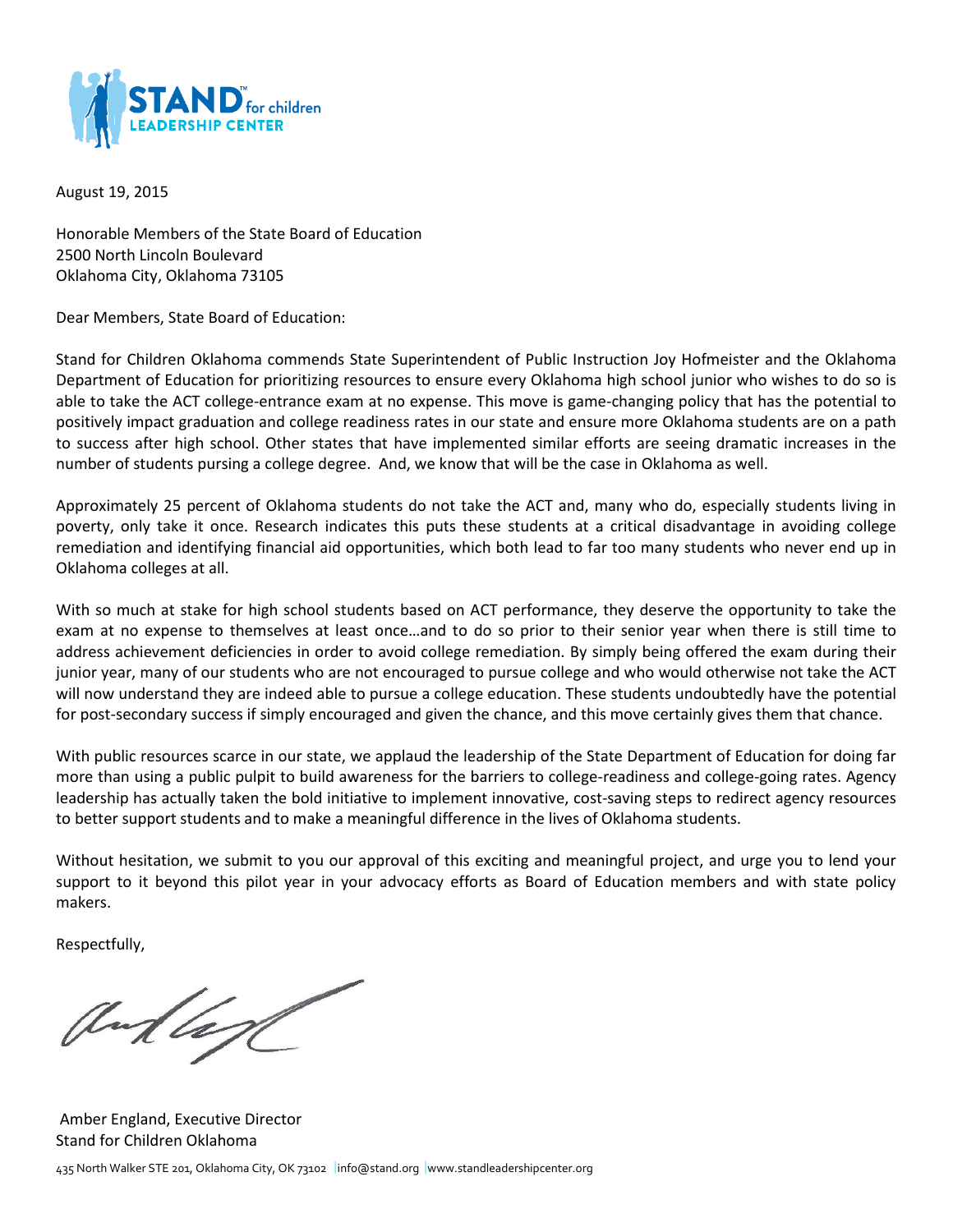STAND™ for children
LEADERSHIP CENTER

August 19, 2015

Honorable Members of the State Board of Education
2500 North Lincoln Boulevard
Oklahoma City, Oklahoma 73105

Dear Members, State Board of Education:

Stand for Children Oklahoma commends State Superintendent of Public Instruction Joy Hofmeister and the Oklahoma Department of Education for prioritizing resources to ensure every Oklahoma high school junior who wishes to do so is able to take the ACT college-entrance exam at no expense. This move is game-changing policy that has the potential to positively impact graduation and college readiness rates in our state and ensure more Oklahoma students are on a path to success after high school. Other states that have implemented similar efforts are seeing dramatic increases in the number of students pursing a college degree. And, we know that will be the case in Oklahoma as well.

Approximately 25 percent of Oklahoma students do not take the ACT and, many who do, especially students living in poverty, only take it once. Research indicates this puts these students at a critical disadvantage in avoiding college remediation and identifying financial aid opportunities, which both lead to far too many students who never end up in Oklahoma colleges at all.

With so much at stake for high school students based on ACT performance, they deserve the opportunity to take the exam at no expense to themselves at least once…and to do so prior to their senior year when there is still time to address achievement deficiencies in order to avoid college remediation. By simply being offered the exam during their junior year, many of our students who are not encouraged to pursue college and who would otherwise not take the ACT will now understand they are indeed able to pursue a college education. These students undoubtedly have the potential for post-secondary success if simply encouraged and given the chance, and this move certainly gives them that chance.

With public resources scarce in our state, we applaud the leadership of the State Department of Education for doing far more than using a public pulpit to build awareness for the barriers to college-readiness and college-going rates. Agency leadership has actually taken the bold initiative to implement innovative, cost-saving steps to redirect agency resources to better support students and to make a meaningful difference in the lives of Oklahoma students.

Without hesitation, we submit to you our approval of this exciting and meaningful project, and urge you to lend your support to it beyond this pilot year in your advocacy efforts as Board of Education members and with state policy makers.

Respectfully,

Amber England, Executive Director
Stand for Children Oklahoma

435 North Walker STE 201, Oklahoma City, OK 73102 | info@stand.org | www.standleadershipcenter.org